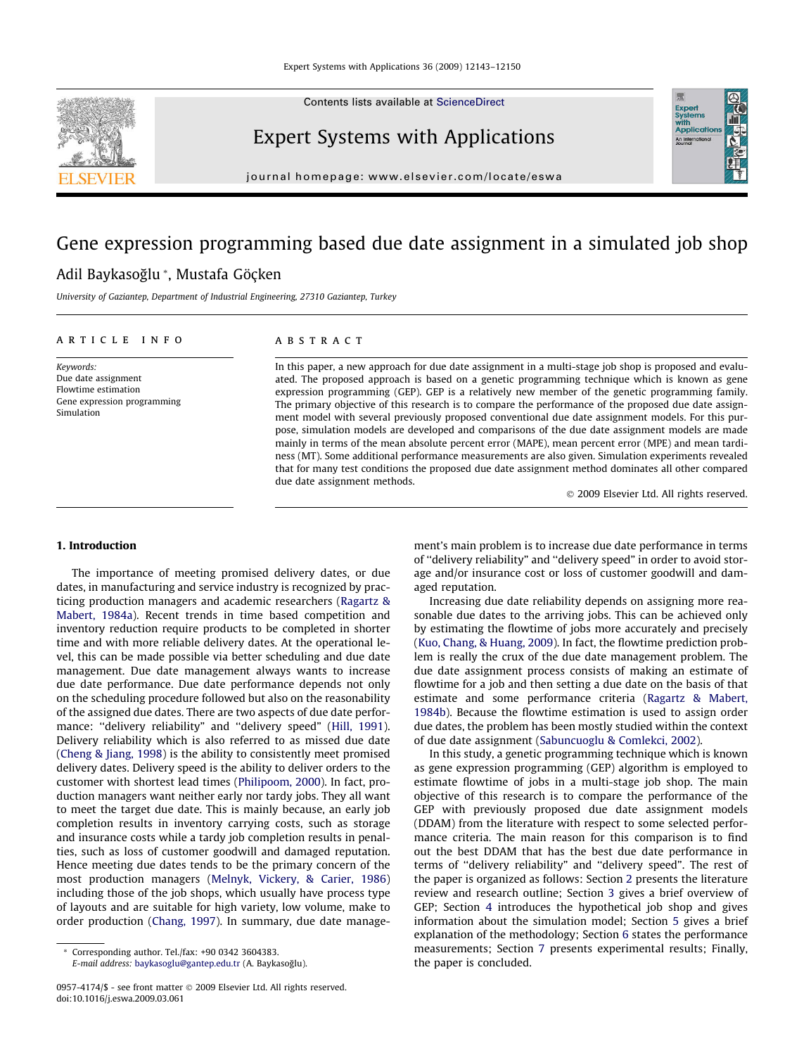# Gene expression programming based due date assignment in a simulated job shop

Adil Baykasoğlu *, Mustafa Göçken

University of Gaziantep, Department of Industrial Engineering, 27310 Gaziantep, Turkey

## ARTICLE INFO

*Keywords:*
Due date assignment
Flowtime estimation
Gene expression programming
Simulation

## ABSTRACT

In this paper, a new approach for due date assignment in a multi-stage job shop is proposed and evaluated. The proposed approach is based on a genetic programming technique which is known as gene expression programming (GEP). GEP is a relatively new member of the genetic programming family. The primary objective of this research is to compare the performance of the proposed due date assignment model with several previously proposed conventional due date assignment models. For this purpose, simulation models are developed and comparisons of the due date assignment models are made mainly in terms of the mean absolute percent error (MAPE), mean percent error (MPE) and mean tardiness (MT). Some additional performance measurements are also given. Simulation experiments revealed that for many test conditions the proposed due date assignment method dominates all other compared due date assignment methods.

© 2009 Elsevier Ltd. All rights reserved.

## 1. Introduction

The importance of meeting promised delivery dates, or due dates, in manufacturing and service industry is recognized by practicing production managers and academic researchers (Ragartz & Mabert, 1984a). Recent trends in time based competition and inventory reduction require products to be completed in shorter time and with more reliable delivery dates. At the operational level, this can be made possible via better scheduling and due date management. Due date management always wants to increase due date performance. Due date performance depends not only on the scheduling procedure followed but also on the reasonability of the assigned due dates. There are two aspects of due date performance: "delivery reliability" and "delivery speed" (Hill, 1991). Delivery reliability which is also referred to as missed due date (Cheng & Jiang, 1998) is the ability to consistently meet promised delivery dates. Delivery speed is the ability to deliver orders to the customer with shortest lead times (Philipoom, 2000). In fact, production managers want neither early nor tardy jobs. They all want to meet the target due date. This is mainly because, an early job completion results in inventory carrying costs, such as storage and insurance costs while a tardy job completion results in penalties, such as loss of customer goodwill and damaged reputation. Hence meeting due dates tends to be the primary concern of the most production managers (Melnyk, Vickery, & Carier, 1986) including those of the job shops, which usually have process type of layouts and are suitable for high variety, low volume, make to order production (Chang, 1997). In summary, due date management's main problem is to increase due date performance in terms of "delivery reliability" and "delivery speed" in order to avoid storage and/or insurance cost or loss of customer goodwill and damaged reputation.

Increasing due date reliability depends on assigning more reasonable due dates to the arriving jobs. This can be achieved only by estimating the flowtime of jobs more accurately and precisely (Kuo, Chang, & Huang, 2009). In fact, the flowtime prediction problem is really the crux of the due date management problem. The due date assignment process consists of making an estimate of flowtime for a job and then setting a due date on the basis of that estimate and some performance criteria (Ragartz & Mabert, 1984b). Because the flowtime estimation is used to assign order due dates, the problem has been mostly studied within the context of due date assignment (Sabuncuoglu & Comlekci, 2002).

In this study, a genetic programming technique which is known as gene expression programming (GEP) algorithm is employed to estimate flowtime of jobs in a multi-stage job shop. The main objective of this research is to compare the performance of the GEP with previously proposed due date assignment models (DDAM) from the literature with respect to some selected performance criteria. The main reason for this comparison is to find out the best DDAM that has the best due date performance in terms of "delivery reliability" and "delivery speed". The rest of the paper is organized as follows: Section 2 presents the literature review and research outline; Section 3 gives a brief overview of GEP; Section 4 introduces the hypothetical job shop and gives information about the simulation model; Section 5 gives a brief explanation of the methodology; Section 6 states the performance measurements; Section 7 presents experimental results; Finally, the paper is concluded.

* Corresponding author. Tel./fax: +90 0342 3604383.
E-mail address: baykasoglu@gantep.edu.tr (A. Baykasoğlu).

0957-4174/$ - see front matter © 2009 Elsevier Ltd. All rights reserved.
doi:10.1016/j.eswa.2009.03.061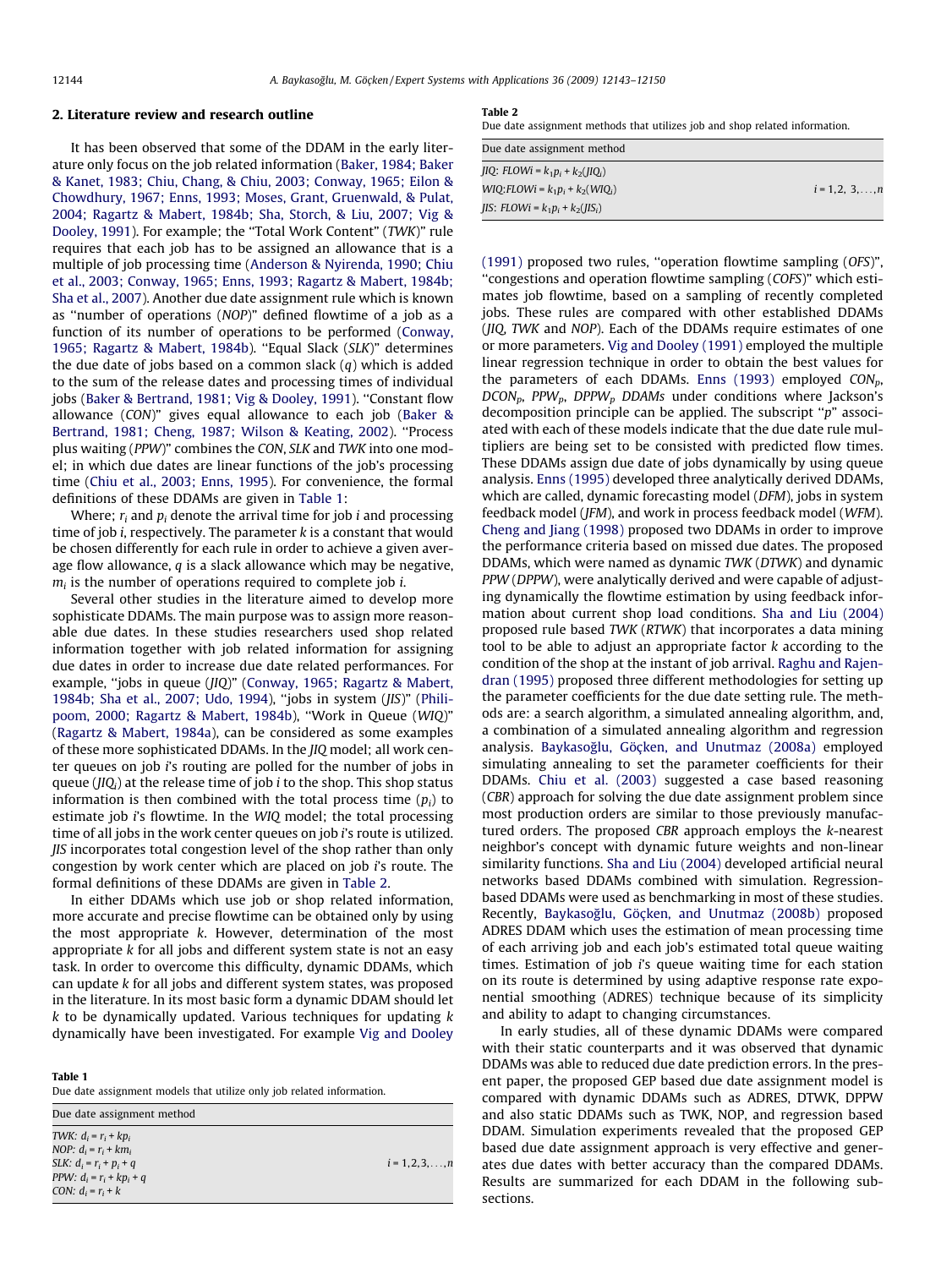## 2. Literature review and research outline

It has been observed that some of the DDAM in the early literature only focus on the job related information (Baker, 1984; Baker & Kanet, 1983; Chiu, Chang, & Chiu, 2003; Conway, 1965; Eilon & Chowdhury, 1967; Enns, 1993; Moses, Grant, Gruenwald, & Pulat, 2004; Ragartz & Mabert, 1984b; Sha, Storch, & Liu, 2007; Vig & Dooley, 1991). For example; the "Total Work Content" (*TWK*)" rule requires that each job has to be assigned an allowance that is a multiple of job processing time (Anderson & Nyirenda, 1990; Chiu et al., 2003; Conway, 1965; Enns, 1993; Ragartz & Mabert, 1984b; Sha et al., 2007). Another due date assignment rule which is known as "number of operations (*NOP*)" defined flowtime of a job as a function of its number of operations to be performed (Conway, 1965; Ragartz & Mabert, 1984b). "Equal Slack (*SLK*)" determines the due date of jobs based on a common slack ($q$) which is added to the sum of the release dates and processing times of individual jobs (Baker & Bertrand, 1981; Vig & Dooley, 1991). "Constant flow allowance (*CON*)" gives equal allowance to each job (Baker & Bertrand, 1981; Cheng, 1987; Wilson & Keating, 2002). "Process plus waiting (*PPW*)" combines the *CON*, *SLK* and *TWK* into one model; in which due dates are linear functions of the job's processing time (Chiu et al., 2003; Enns, 1995). For convenience, the formal definitions of these DDAMs are given in Table 1:

**Table 1**
Due date assignment models that utilize only job related information.

| Due date assignment method | |
|---|---|
| *TWK*: $d_i = r_i + kp_i$ <br> *NOP*: $d_i = r_i + km_i$ <br> *SLK*: $d_i = r_i + p_i + q$ <br> *PPW*: $d_i = r_i + kp_i + q$ <br> *CON*: $d_i = r_i + k$ | $i = 1,2,3,\ldots,n$ |

Where; $r_i$ and $p_i$ denote the arrival time for job $i$ and processing time of job $i$, respectively. The parameter $k$ is a constant that would be chosen differently for each rule in order to achieve a given average flow allowance, $q$ is a slack allowance which may be negative, $m_i$ is the number of operations required to complete job $i$.

Several other studies in the literature aimed to develop more sophisticate DDAMs. The main purpose was to assign more reasonable due dates. In these studies researchers used shop related information together with job related information for assigning due dates in order to increase due date related performances. For example, "jobs in queue (*JIQ*)" (Conway, 1965; Ragartz & Mabert, 1984b; Sha et al., 2007; Udo, 1994), "jobs in system (*JIS*)" (Philipoom, 2000; Ragartz & Mabert, 1984b), "Work in queue (*WIQ*)" (Ragartz & Mabert, 1984a), can be considered as some examples of these more sophisticated DDAMs. In the *JIQ* model; all work center queues on job $i$'s routing are polled for the number of jobs in queue ($JIQ_i$) at the release time of job $i$ to the shop. This shop status information is then combined with the total process time ($p_i$) to estimate job $i$'s flowtime. In the *WIQ* model; the total processing time of all jobs in the work center queues on job $i$'s route is utilized. *JIS* incorporates total congestion level of the shop rather than only congestion by work center which are placed on job $i$'s route. The formal definitions of these DDAMs are given in Table 2.

**Table 2**
Due date assignment methods that utilizes job and shop related information.

| Due date assignment method | |
|---|---|
| *JIQ*: $FLOWi = k_1p_i + k_2(JIQ_i)$ <br> *WIQ*: $FLOWi = k_1p_i + k_2(WIQ_i)$ <br> *JIS*: $FLOWi = k_1p_i + k_2(JIS_i)$ | $i = 1, 2, 3,\ldots,n$ |

In either DDAMs which use job or shop related information, more accurate and precise flowtime can be obtained only by using the most appropriate $k$. However, determination of the most appropriate $k$ for all jobs and different system state is not an easy task. In order to overcome this difficulty, dynamic DDAMs, which can update $k$ for all jobs and different system states, was proposed in the literature. In its most basic form a dynamic DDAM should let $k$ to be dynamically updated. Various techniques for updating $k$ dynamically have been investigated. For example Vig and Dooley (1991) proposed two rules, "operation flowtime sampling (*OFS*)", "congestions and operation flowtime sampling (*COFS*)" which estimates job flowtime, based on a sampling of recently completed jobs. These rules are compared with other established DDAMs (*JIQ*, *TWK* and *NOP*). Each of the DDAMs require estimates of one or more parameters. Vig and Dooley (1991) employed the multiple linear regression technique in order to obtain the best values for the parameters of each DDAMs. Enns (1993) employed $CON_p$, $DCON_p$, $PPW_p$, $DPPW_p$ *DDAMs* under conditions where Jackson's decomposition principle can be applied. The subscript "$p$" associated with each of these models indicate that the due date rule multipliers are being set to be consisted with predicted flow times. These DDAMs assign due date of jobs dynamically by using queue analysis. Enns (1995) developed three analytically derived DDAMs, which are called, dynamic forecasting model (*DFM*), jobs in system feedback model (*JFM*), and work in process feedback model (*WFM*). Cheng and Jiang (1998) proposed two DDAMs in order to improve the performance criteria based on missed due dates. The proposed DDAMs, which were named as dynamic *TWK* (*DTWK*) and dynamic *PPW* (*DPPW*), were analytically derived and were capable of adjusting dynamically the flowtime estimation by using feedback information about current shop load conditions. Sha and Liu (2004) proposed rule based *TWK* (*RTWK*) that incorporates a data mining tool to be able to adjust an appropriate factor $k$ according to the condition of the shop at the instant of job arrival. Raghu and Rajendran (1995) proposed three different methodologies for setting up the parameter coefficients for the due date setting rule. The methods are: a search algorithm, a simulated annealing algorithm, and, a combination of a simulated annealing algorithm and regression analysis. Baykasoğlu, Göçken, and Unutmaz (2008a) employed simulating annealing to set the parameter coefficients for their DDAMs. Chiu et al. (2003) suggested a case based reasoning (*CBR*) approach for solving the due date assignment problem since most production orders are similar to those previously manufactured orders. The proposed *CBR* approach employs the *k*-nearest neighbor's concept with dynamic future weights and non-linear similarity functions. Sha and Liu (2004) developed artificial neural networks based DDAMs combined with simulation. Regression-based DDAMs were used as benchmarking in most of these studies. Recently, Baykasoğlu, Göçken, and Unutmaz (2008b) proposed ADRES DDAM which uses the estimation of mean processing time of each arriving job and each job's estimated total queue waiting times. Estimation of job $i$'s queue waiting time for each station on its route is determined by using adaptive response rate exponential smoothing (ADRES) technique because of its simplicity and ability to adapt to changing circumstances.

In early studies, all of these dynamic DDAMs were compared with their static counterparts and it was observed that dynamic DDAMs was able to reduced due date prediction errors. In the present paper, the proposed GEP based due date assignment model is compared with dynamic DDAMs such as ADRES, DTWK, DPPW and also static DDAMs such as TWK, NOP, and regression based DDAM. Simulation experiments revealed that the proposed GEP based due date assignment approach is very effective and generates due dates with better accuracy than the compared DDAMs. Results are summarized for each DDAM in the following subsections.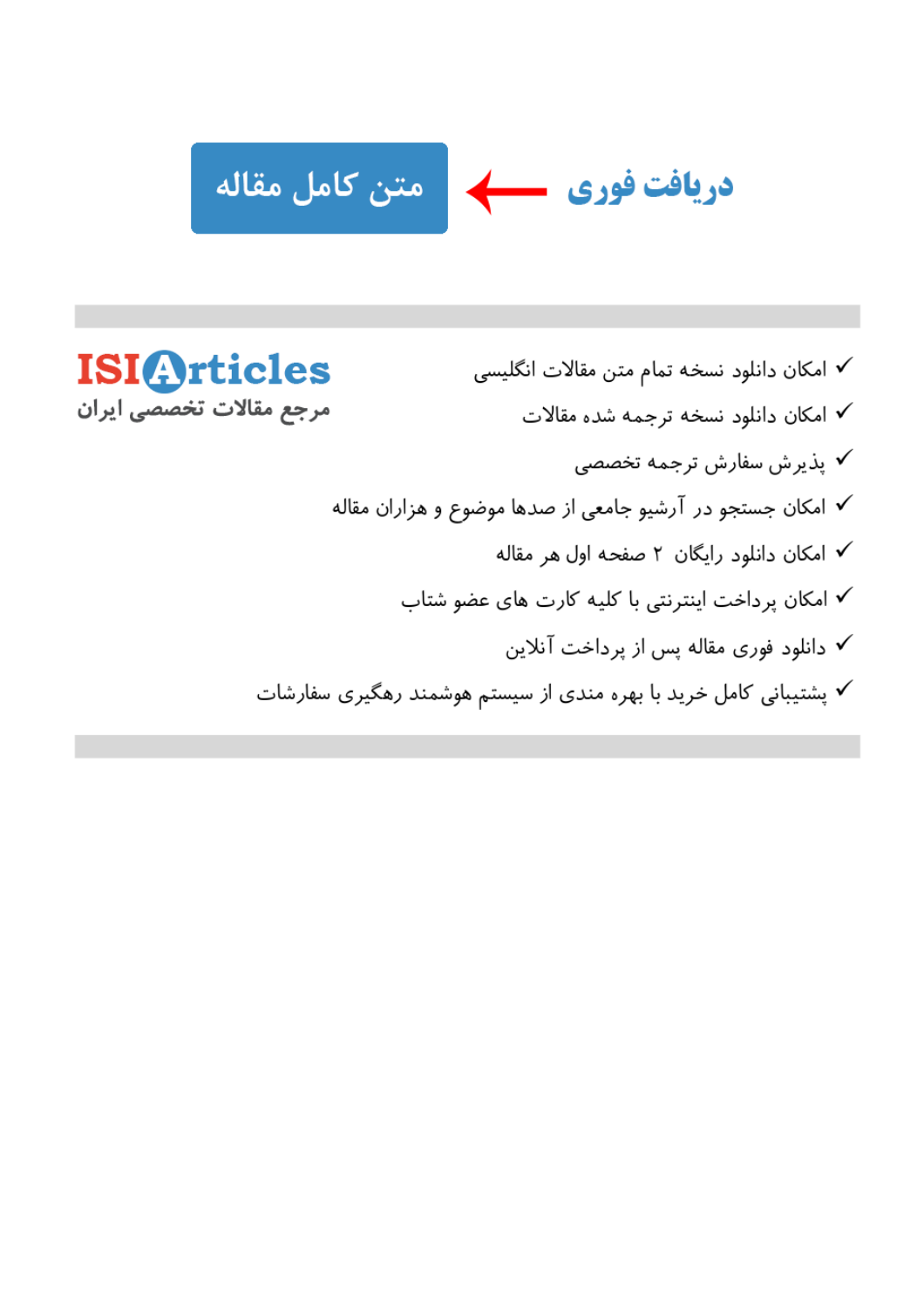دریافت فوری ← متن کامل مقاله

ISIArticles
مرجع مقالات تخصصی ایران

- ✓ امکان دانلود نسخه تمام متن مقالات انگلیسی
- ✓ امکان دانلود نسخه ترجمه شده مقالات
- ✓ پذیرش سفارش ترجمه تخصصی
- ✓ امکان جستجو در آرشیو جامعی از صدها موضوع و هزاران مقاله
- ✓ امکان دانلود رایگان ۲ صفحه اول هر مقاله
- ✓ امکان پرداخت اینترنتی با کلیه کارت های عضو شتاب
- ✓ دانلود فوری مقاله پس از پرداخت آنلاین
- ✓ پشتیبانی کامل خرید با بهره مندی از سیستم هوشمند رهگیری سفارشات